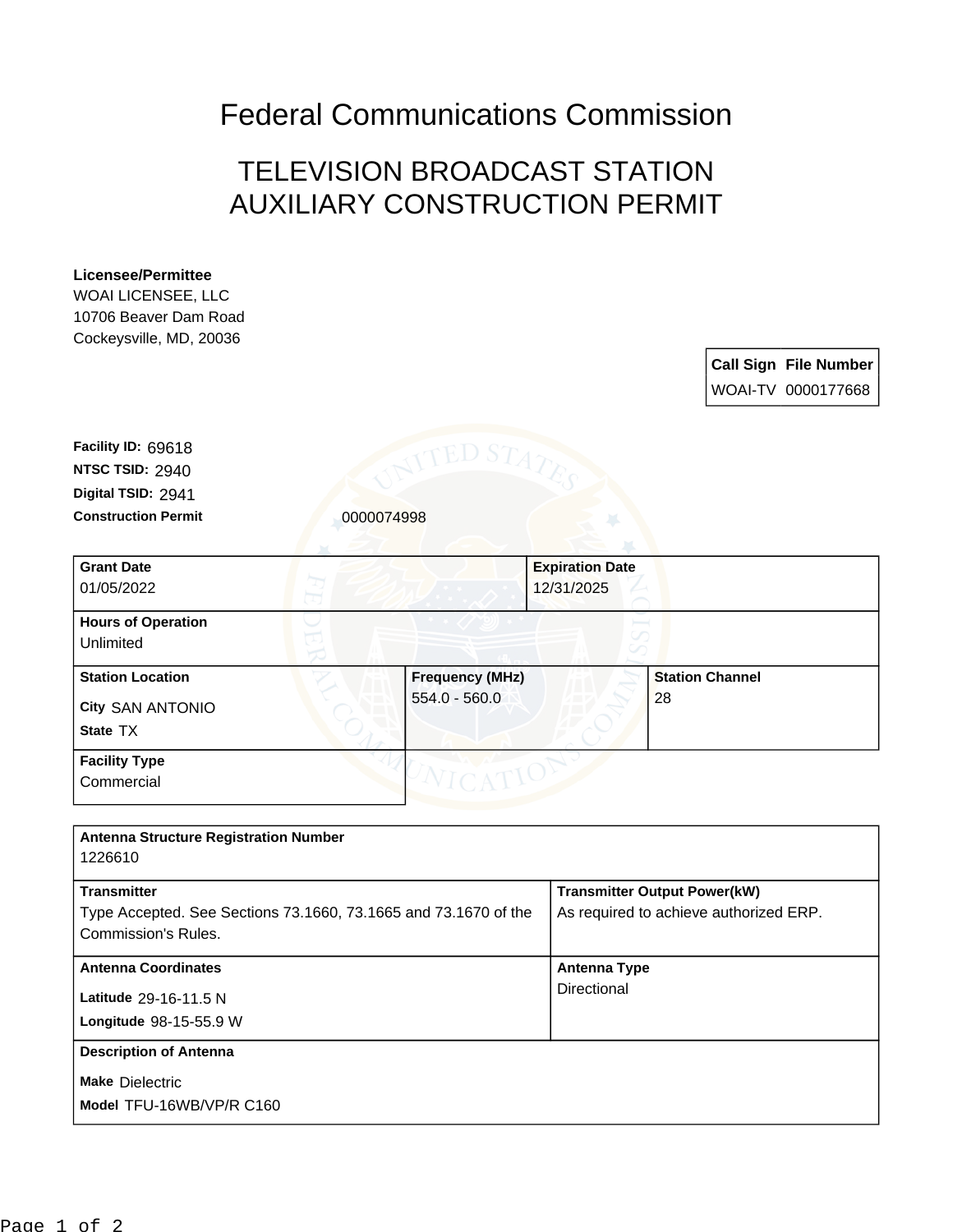# Federal Communications Commission

## TELEVISION BROADCAST STATION AUXILIARY CONSTRUCTION PERMIT

**Licensee/Permittee**
WOAI LICENSEE, LLC
10706 Beaver Dam Road
Cockeysville, MD, 20036

| Call Sign | File Number |
|---|---|
| WOAI-TV | 0000177668 |

**Facility ID:** 69618
**NTSC TSID:** 2940
**Digital TSID:** 2941
**Construction Permit** 0000074998

| Grant Date | Expiration Date |
|---|---|
| 01/05/2022 | 12/31/2025 |

**Hours of Operation**
Unlimited

| Station Location | Frequency (MHz) | Station Channel |
|---|---|---|
| City SAN ANTONIO<br>State TX | 554.0 - 560.0 | 28 |

**Facility Type**
Commercial

**Antenna Structure Registration Number**
1226610

| Transmitter | Transmitter Output Power(kW) |
|---|---|
| Type Accepted. See Sections 73.1660, 73.1665 and 73.1670 of the Commission's Rules. | As required to achieve authorized ERP. |

| Antenna Coordinates | Antenna Type |
|---|---|
| Latitude 29-16-11.5 N<br>Longitude 98-15-55.9 W | Directional |

**Description of Antenna**
Make Dielectric
Model TFU-16WB/VP/R C160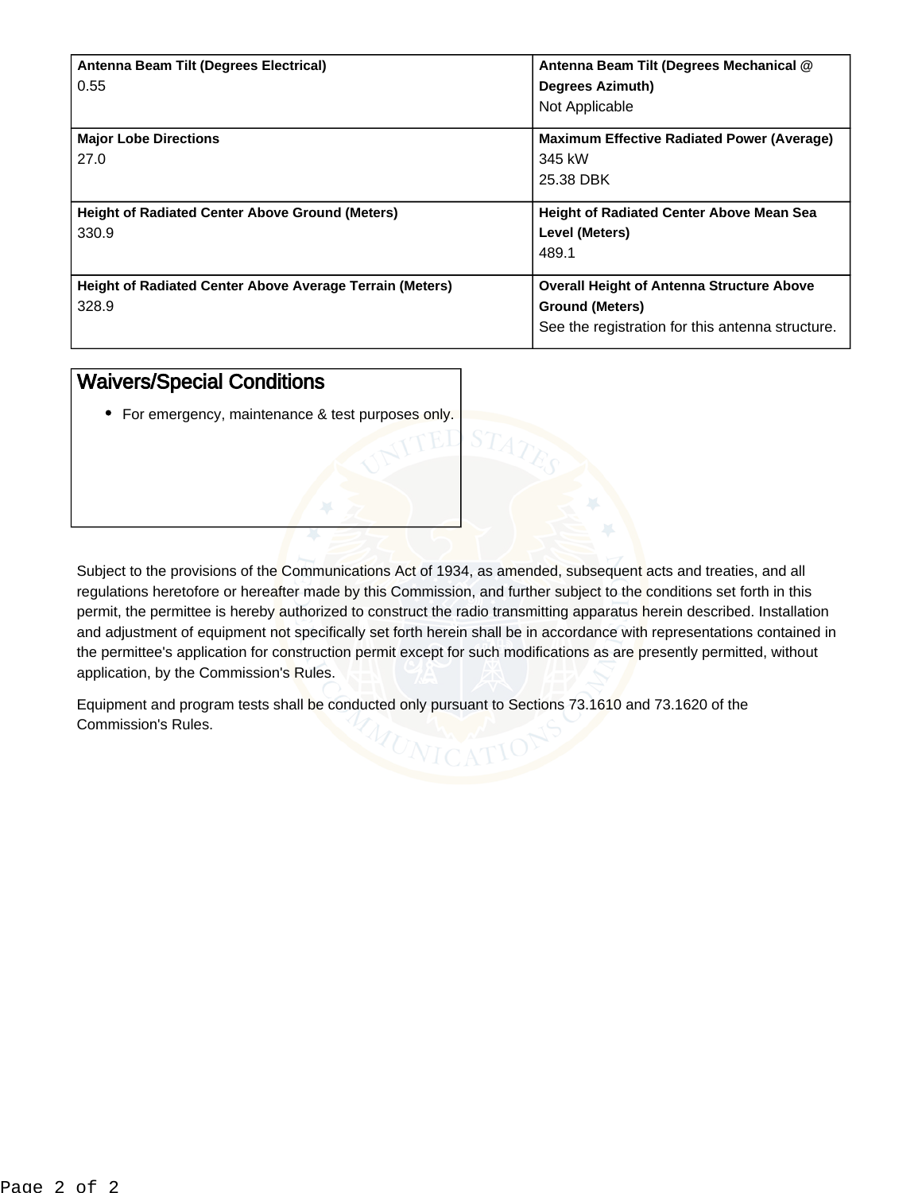| | |
|---|---|
| **Antenna Beam Tilt (Degrees Electrical)**<br>0.55 | **Antenna Beam Tilt (Degrees Mechanical @ Degrees Azimuth)**<br>Not Applicable |
| **Major Lobe Directions**<br>27.0 | **Maximum Effective Radiated Power (Average)**<br>345 kW<br>25.38 DBK |
| **Height of Radiated Center Above Ground (Meters)**<br>330.9 | **Height of Radiated Center Above Mean Sea Level (Meters)**<br>489.1 |
| **Height of Radiated Center Above Average Terrain (Meters)**<br>328.9 | **Overall Height of Antenna Structure Above Ground (Meters)**<br>See the registration for this antenna structure. |

## Waivers/Special Conditions

- For emergency, maintenance & test purposes only.

Subject to the provisions of the Communications Act of 1934, as amended, subsequent acts and treaties, and all regulations heretofore or hereafter made by this Commission, and further subject to the conditions set forth in this permit, the permittee is hereby authorized to construct the radio transmitting apparatus herein described. Installation and adjustment of equipment not specifically set forth herein shall be in accordance with representations contained in the permittee's application for construction permit except for such modifications as are presently permitted, without application, by the Commission's Rules.

Equipment and program tests shall be conducted only pursuant to Sections 73.1610 and 73.1620 of the Commission's Rules.